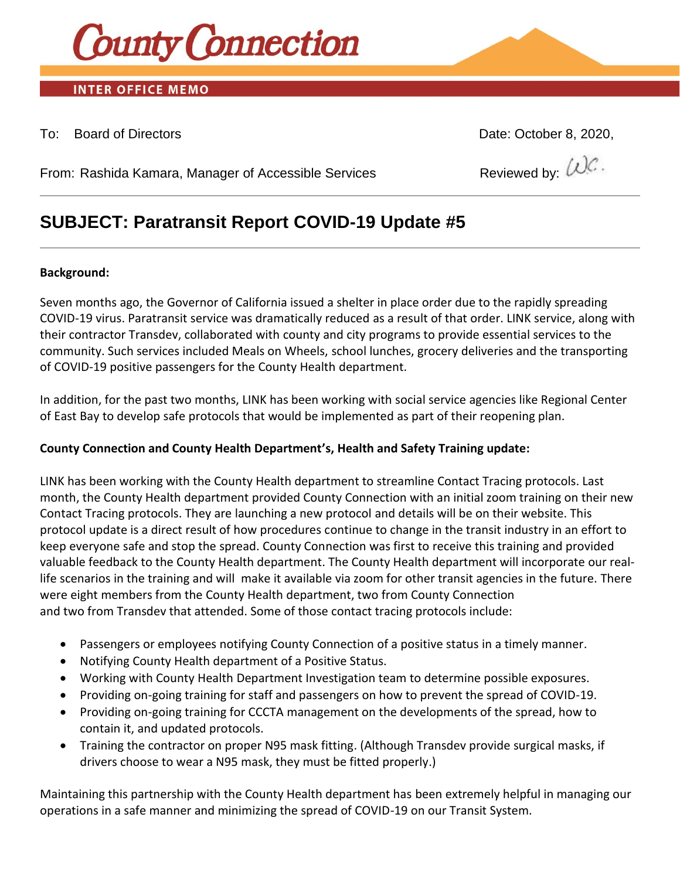County Connection

INTER OFFICE MEMO

To: Board of Directors

Date: October 8, 2020,

From: Rashida Kamara, Manager of Accessible Services

Reviewed by: WC.

## SUBJECT: Paratransit Report COVID-19 Update #5

**Background:**

Seven months ago, the Governor of California issued a shelter in place order due to the rapidly spreading COVID-19 virus. Paratransit service was dramatically reduced as a result of that order. LINK service, along with their contractor Transdev, collaborated with county and city programs to provide essential services to the community. Such services included Meals on Wheels, school lunches, grocery deliveries and the transporting of COVID-19 positive passengers for the County Health department.

In addition, for the past two months, LINK has been working with social service agencies like Regional Center of East Bay to develop safe protocols that would be implemented as part of their reopening plan.

**County Connection and County Health Department's, Health and Safety Training update:**

LINK has been working with the County Health department to streamline Contact Tracing protocols. Last month, the County Health department provided County Connection with an initial zoom training on their new Contact Tracing protocols. They are launching a new protocol and details will be on their website. This protocol update is a direct result of how procedures continue to change in the transit industry in an effort to keep everyone safe and stop the spread. County Connection was first to receive this training and provided valuable feedback to the County Health department. The County Health department will incorporate our real-life scenarios in the training and will make it available via zoom for other transit agencies in the future. There were eight members from the County Health department, two from County Connection and two from Transdev that attended. Some of those contact tracing protocols include:

- Passengers or employees notifying County Connection of a positive status in a timely manner.
- Notifying County Health department of a Positive Status.
- Working with County Health Department Investigation team to determine possible exposures.
- Providing on-going training for staff and passengers on how to prevent the spread of COVID-19.
- Providing on-going training for CCCTA management on the developments of the spread, how to contain it, and updated protocols.
- Training the contractor on proper N95 mask fitting. (Although Transdev provide surgical masks, if drivers choose to wear a N95 mask, they must be fitted properly.)

Maintaining this partnership with the County Health department has been extremely helpful in managing our operations in a safe manner and minimizing the spread of COVID-19 on our Transit System.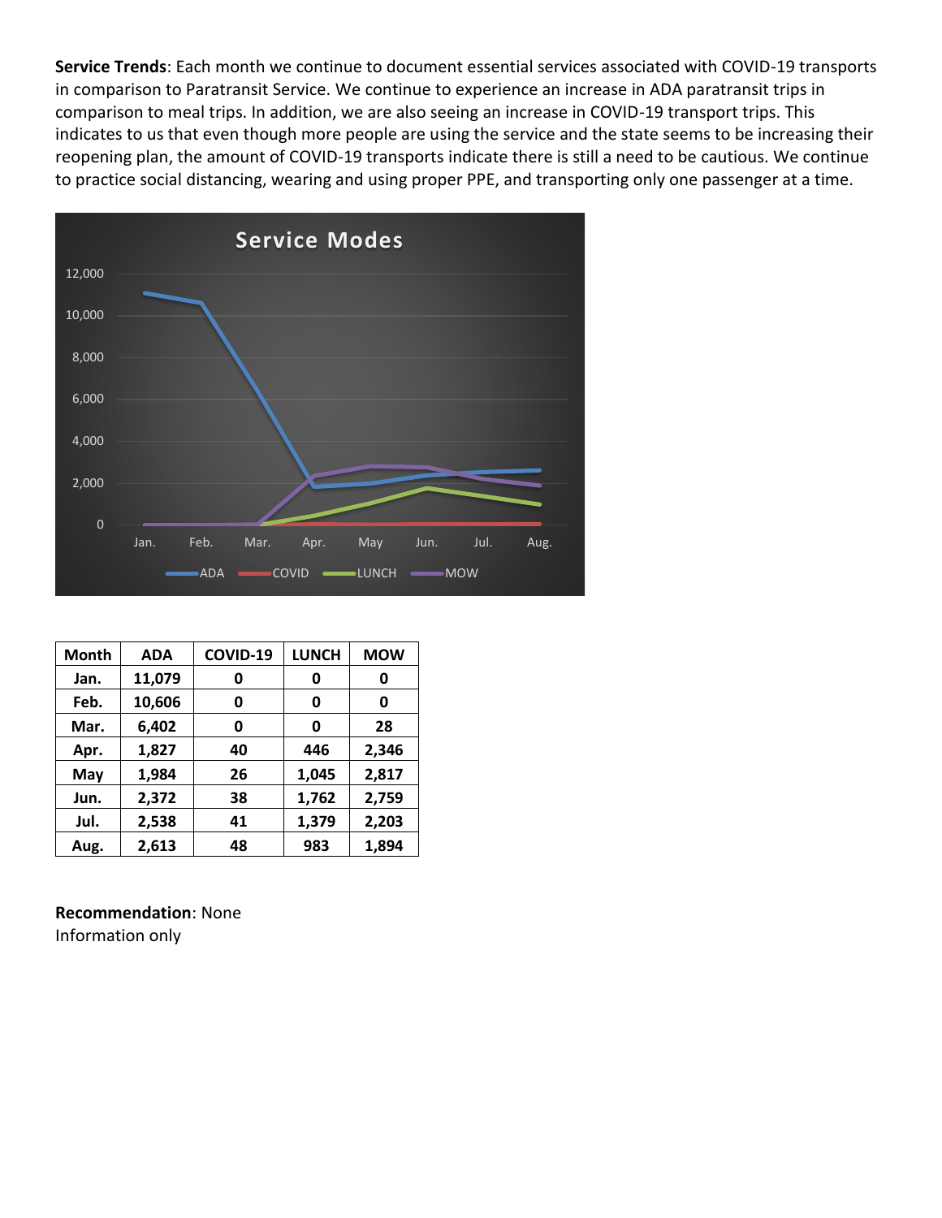**Service Trends**: Each month we continue to document essential services associated with COVID-19 transports in comparison to Paratransit Service. We continue to experience an increase in ADA paratransit trips in comparison to meal trips. In addition, we are also seeing an increase in COVID-19 transport trips. This indicates to us that even though more people are using the service and the state seems to be increasing their reopening plan, the amount of COVID-19 transports indicate there is still a need to be cautious. We continue to practice social distancing, wearing and using proper PPE, and transporting only one passenger at a time.

Service Modes

12,000
10,000
8,000
6,000
4,000
2,000
0

Jan. Feb. Mar. Apr. May Jun. Jul. Aug.

ADA COVID LUNCH MOW

| Month | ADA | COVID-19 | LUNCH | MOW |
|---|---|---|---|---|
| Jan. | 11,079 | 0 | 0 | 0 |
| Feb. | 10,606 | 0 | 0 | 0 |
| Mar. | 6,402 | 0 | 0 | 28 |
| Apr. | 1,827 | 40 | 446 | 2,346 |
| May | 1,984 | 26 | 1,045 | 2,817 |
| Jun. | 2,372 | 38 | 1,762 | 2,759 |
| Jul. | 2,538 | 41 | 1,379 | 2,203 |
| Aug. | 2,613 | 48 | 983 | 1,894 |

**Recommendation**: None
Information only